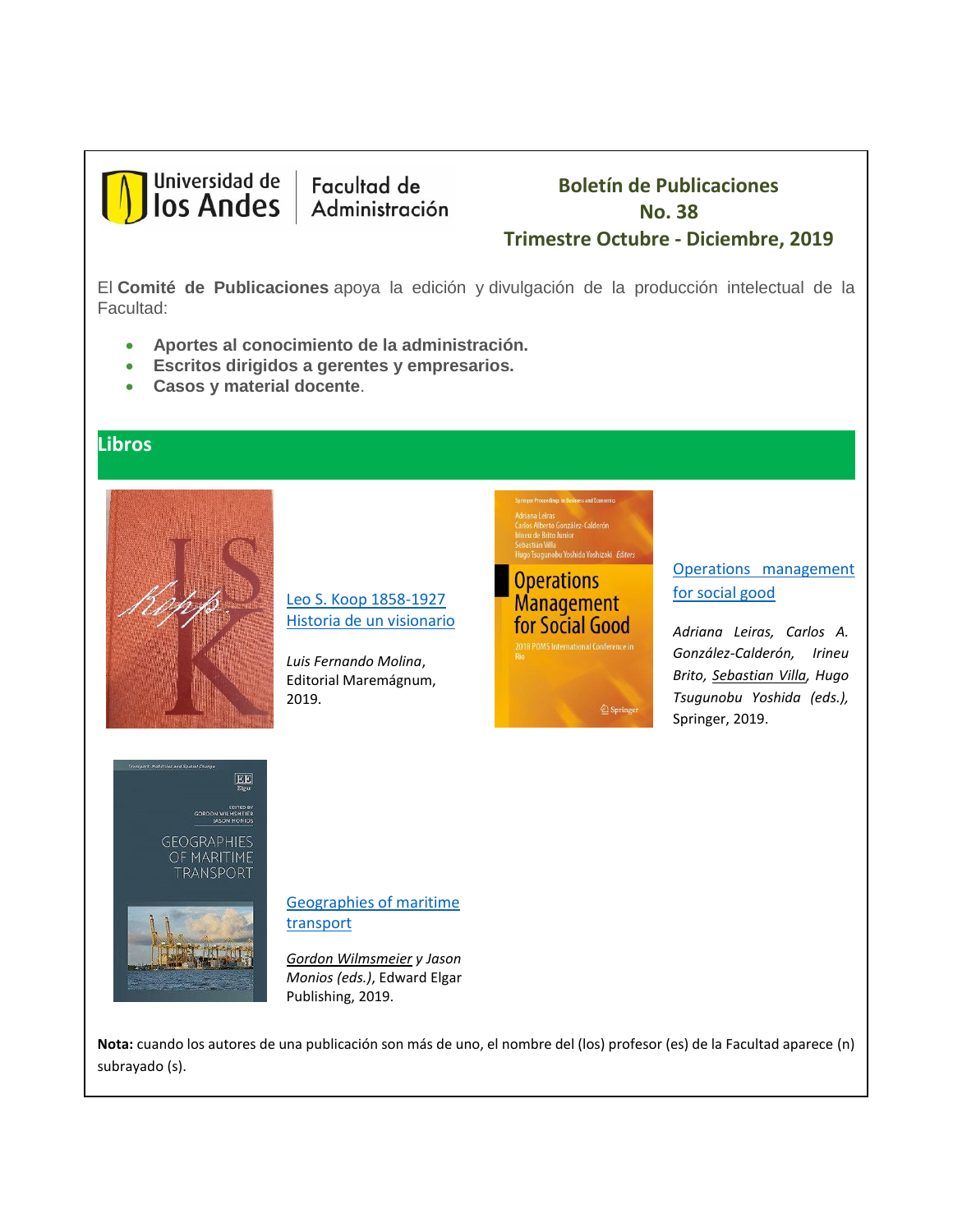Universidad de los Andes | Facultad de Administración

# Boletín de Publicaciones No. 38

## Trimestre Octubre - Diciembre, 2019

El **Comité de Publicaciones** apoya la edición y divulgación de la producción intelectual de la Facultad:

- **Aportes al conocimiento de la administración.**
- **Escritos dirigidos a gerentes y empresarios.**
- **Casos y material docente**.

## Libros

Leo S. Koop 1858-1927 Historia de un visionario

*Luis Fernando Molina*, Editorial Maremágnum, 2019.

Operations management for social good

*Adriana Leiras, Carlos A. González-Calderón, Irineu Brito, Sebastian Villa, Hugo Tsugunobu Yoshida (eds.),* Springer, 2019.

Geographies of maritime transport

*Gordon Wilmsmeier y Jason Monios (eds.)*, Edward Elgar Publishing, 2019.

**Nota:** cuando los autores de una publicación son más de uno, el nombre del (los) profesor (es) de la Facultad aparece (n) subrayado (s).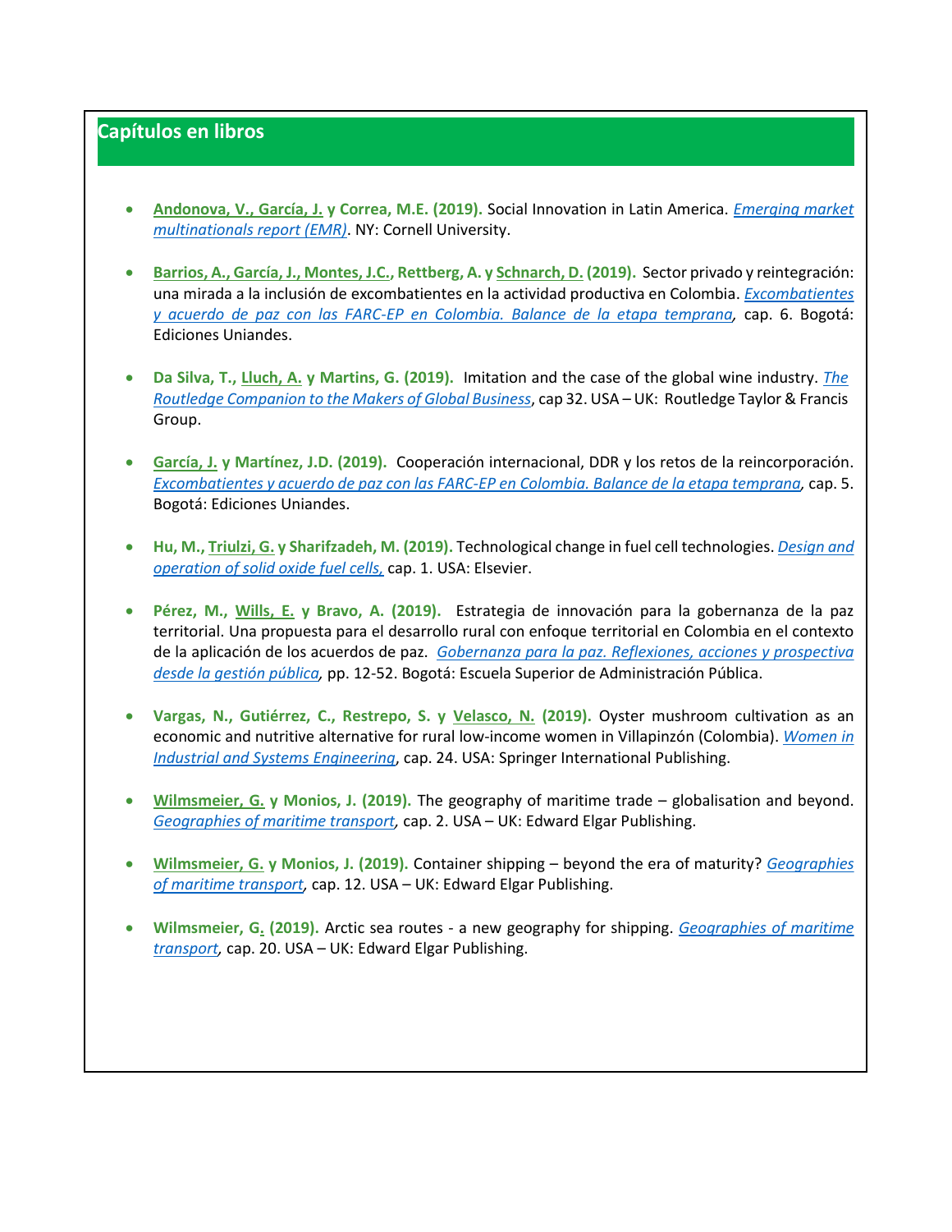## Capítulos en libros

- **Andonova, V., García, J. y Correa, M.E. (2019).** Social Innovation in Latin America. *Emerging market multinationals report (EMR)*. NY: Cornell University.

- **Barrios, A., García, J., Montes, J.C., Rettberg, A. y Schnarch, D. (2019).** Sector privado y reintegración: una mirada a la inclusión de excombatientes en la actividad productiva en Colombia. *Excombatientes y acuerdo de paz con las FARC-EP en Colombia. Balance de la etapa temprana*, cap. 6. Bogotá: Ediciones Uniandes.

- **Da Silva, T., Lluch, A. y Martins, G. (2019).** Imitation and the case of the global wine industry. *The Routledge Companion to the Makers of Global Business*, cap 32. USA – UK: Routledge Taylor & Francis Group.

- **García, J. y Martínez, J.D. (2019).** Cooperación internacional, DDR y los retos de la reincorporación. *Excombatientes y acuerdo de paz con las FARC-EP en Colombia. Balance de la etapa temprana*, cap. 5. Bogotá: Ediciones Uniandes.

- **Hu, M., Triulzi, G. y Sharifzadeh, M. (2019).** Technological change in fuel cell technologies. *Design and operation of solid oxide fuel cells*, cap. 1. USA: Elsevier.

- **Pérez, M., Wills, E. y Bravo, A. (2019).** Estrategia de innovación para la gobernanza de la paz territorial. Una propuesta para el desarrollo rural con enfoque territorial en Colombia en el contexto de la aplicación de los acuerdos de paz. *Gobernanza para la paz. Reflexiones, acciones y prospectiva desde la gestión pública*, pp. 12-52. Bogotá: Escuela Superior de Administración Pública.

- **Vargas, N., Gutiérrez, C., Restrepo, S. y Velasco, N. (2019).** Oyster mushroom cultivation as an economic and nutritive alternative for rural low-income women in Villapinzón (Colombia). *Women in Industrial and Systems Engineering*, cap. 24. USA: Springer International Publishing.

- **Wilmsmeier, G. y Monios, J. (2019).** The geography of maritime trade – globalisation and beyond. *Geographies of maritime transport*, cap. 2. USA – UK: Edward Elgar Publishing.

- **Wilmsmeier, G. y Monios, J. (2019).** Container shipping – beyond the era of maturity? *Geographies of maritime transport*, cap. 12. USA – UK: Edward Elgar Publishing.

- **Wilmsmeier, G. (2019).** Arctic sea routes - a new geography for shipping. *Geographies of maritime transport*, cap. 20. USA – UK: Edward Elgar Publishing.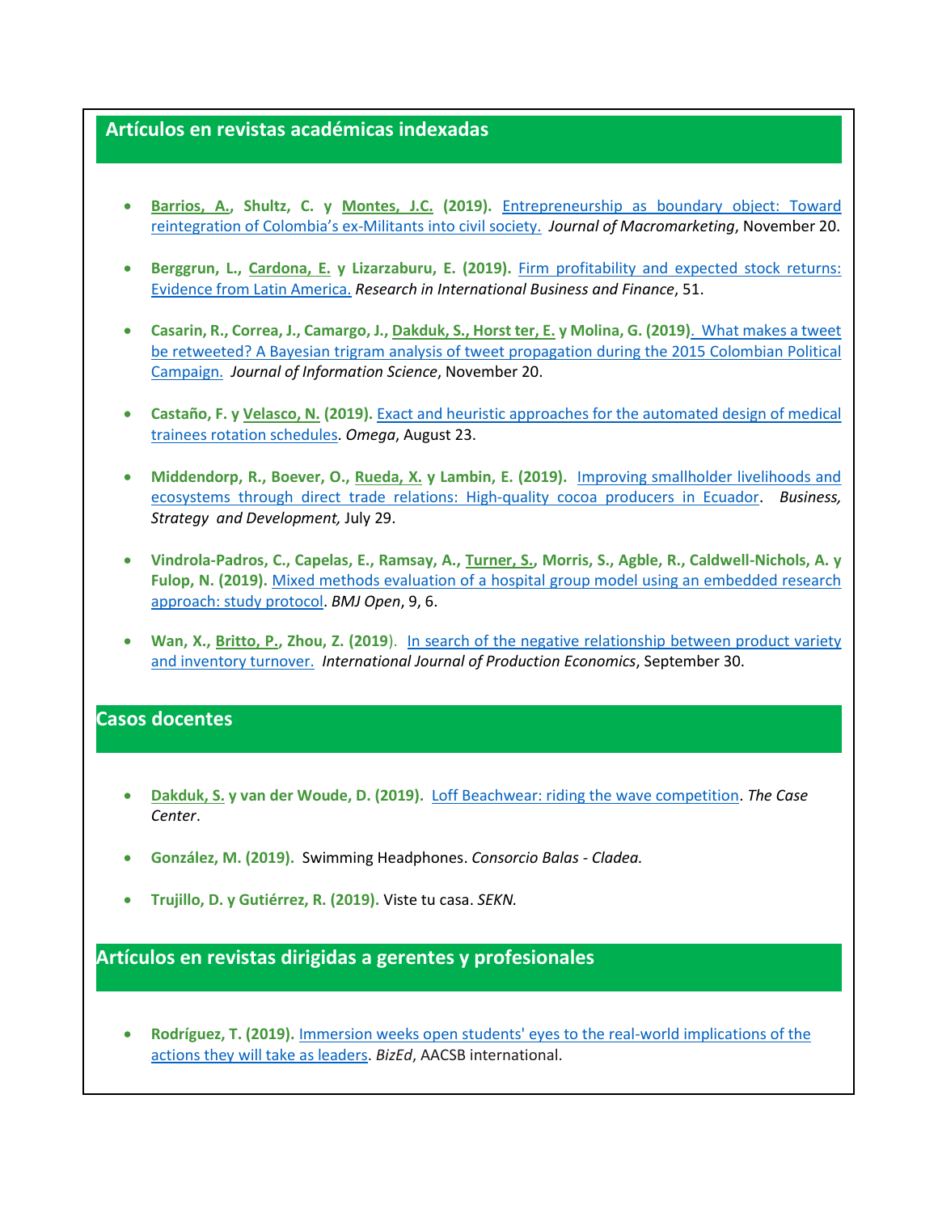## Artículos en revistas académicas indexadas

- **Barrios, A., Shultz, C. y Montes, J.C. (2019).** Entrepreneurship as boundary object: Toward reintegration of Colombia's ex-Militants into civil society. *Journal of Macromarketing*, November 20.

- **Berggrun, L., Cardona, E. y Lizarzaburu, E. (2019).** Firm profitability and expected stock returns: Evidence from Latin America. *Research in International Business and Finance*, 51.

- **Casarin, R., Correa, J., Camargo, J., Dakduk, S., Horst ter, E. y Molina, G. (2019).** What makes a tweet be retweeted? A Bayesian trigram analysis of tweet propagation during the 2015 Colombian Political Campaign. *Journal of Information Science*, November 20.

- **Castaño, F. y Velasco, N. (2019).** Exact and heuristic approaches for the automated design of medical trainees rotation schedules. *Omega*, August 23.

- **Middendorp, R., Boever, O., Rueda, X. y Lambin, E. (2019).** Improving smallholder livelihoods and ecosystems through direct trade relations: High-quality cocoa producers in Ecuador. *Business, Strategy and Development,* July 29.

- **Vindrola-Padros, C., Capelas, E., Ramsay, A., Turner, S., Morris, S., Agble, R., Caldwell-Nichols, A. y Fulop, N. (2019).** Mixed methods evaluation of a hospital group model using an embedded research approach: study protocol. *BMJ Open*, 9, 6.

- **Wan, X., Britto, P., Zhou, Z. (2019).** In search of the negative relationship between product variety and inventory turnover. *International Journal of Production Economics*, September 30.

## Casos docentes

- **Dakduk, S. y van der Woude, D. (2019).** Loff Beachwear: riding the wave competition. *The Case Center*.

- **González, M. (2019).** Swimming Headphones. *Consorcio Balas - Cladea.*

- **Trujillo, D. y Gutiérrez, R. (2019).** Viste tu casa. *SEKN.*

## Artículos en revistas dirigidas a gerentes y profesionales

- **Rodríguez, T. (2019).** Immersion weeks open students' eyes to the real-world implications of the actions they will take as leaders. *BizEd*, AACSB international.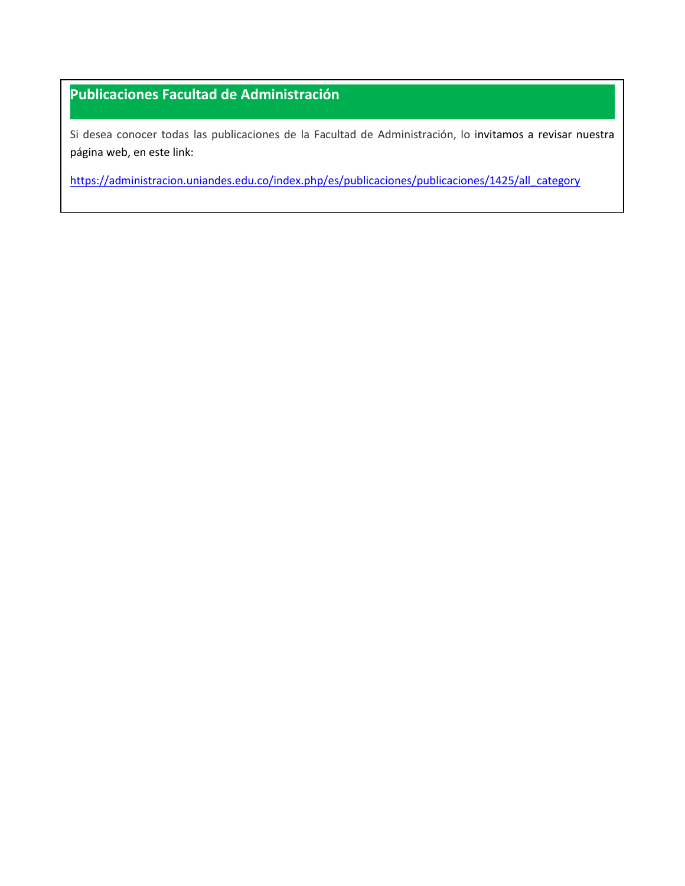## Publicaciones Facultad de Administración

Si desea conocer todas las publicaciones de la Facultad de Administración, lo invitamos a revisar nuestra página web, en este link:

https://administracion.uniandes.edu.co/index.php/es/publicaciones/publicaciones/1425/all_category